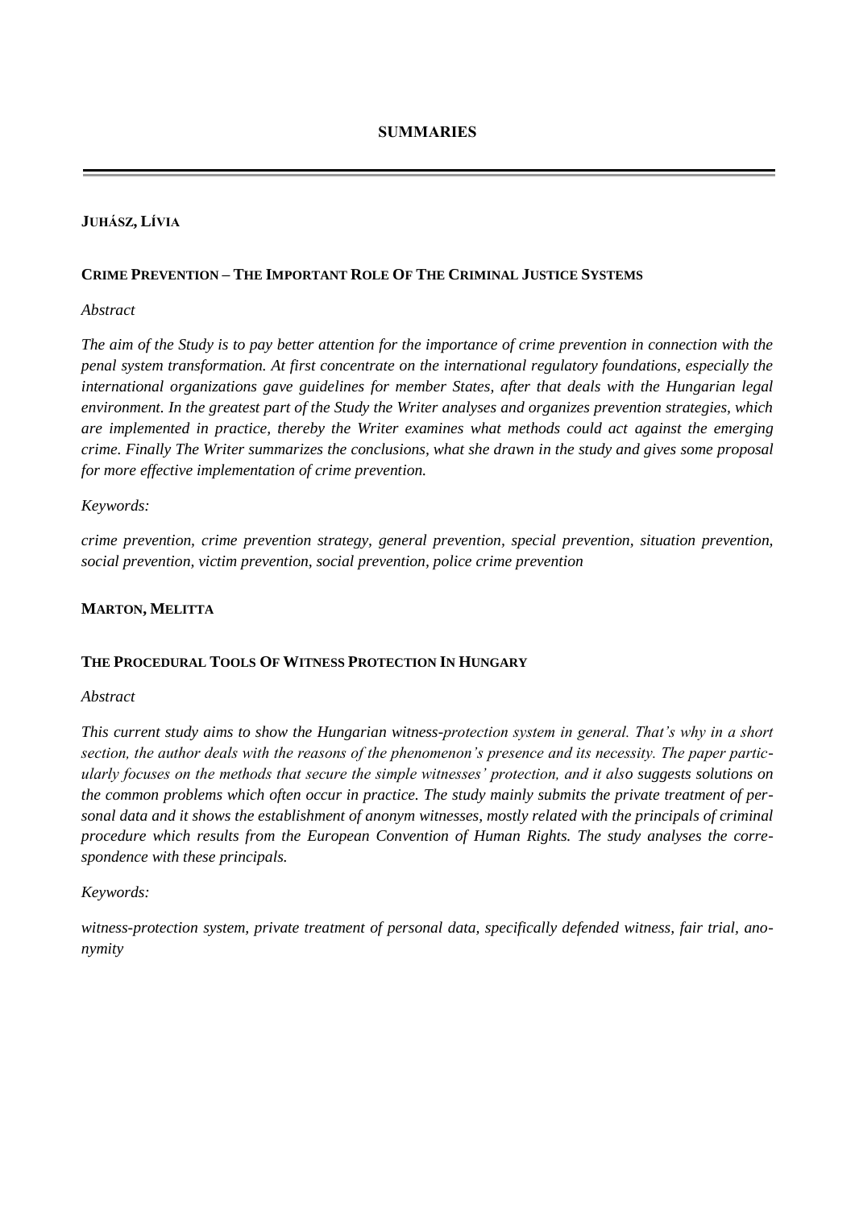# SUMMARIES

## JUHÁSZ, LÍVIA

### CRIME PREVENTION – THE IMPORTANT ROLE OF THE CRIMINAL JUSTICE SYSTEMS

*Abstract*

*The aim of the Study is to pay better attention for the importance of crime prevention in connection with the penal system transformation. At first concentrate on the international regulatory foundations, especially the international organizations gave guidelines for member States, after that deals with the Hungarian legal environment. In the greatest part of the Study the Writer analyses and organizes prevention strategies, which are implemented in practice, thereby the Writer examines what methods could act against the emerging crime. Finally The Writer summarizes the conclusions, what she drawn in the study and gives some proposal for more effective implementation of crime prevention.*

*Keywords:*

*crime prevention, crime prevention strategy, general prevention, special prevention, situation prevention, social prevention, victim prevention, social prevention, police crime prevention*

## MARTON, MELITTA

### THE PROCEDURAL TOOLS OF WITNESS PROTECTION IN HUNGARY

*Abstract*

*This current study aims to show the Hungarian witness-protection system in general. That's why in a short section, the author deals with the reasons of the phenomenon's presence and its necessity. The paper particularly focuses on the methods that secure the simple witnesses' protection, and it also suggests solutions on the common problems which often occur in practice. The study mainly submits the private treatment of personal data and it shows the establishment of anonym witnesses, mostly related with the principals of criminal procedure which results from the European Convention of Human Rights. The study analyses the correspondence with these principals.*

*Keywords:*

*witness-protection system, private treatment of personal data, specifically defended witness, fair trial, anonymity*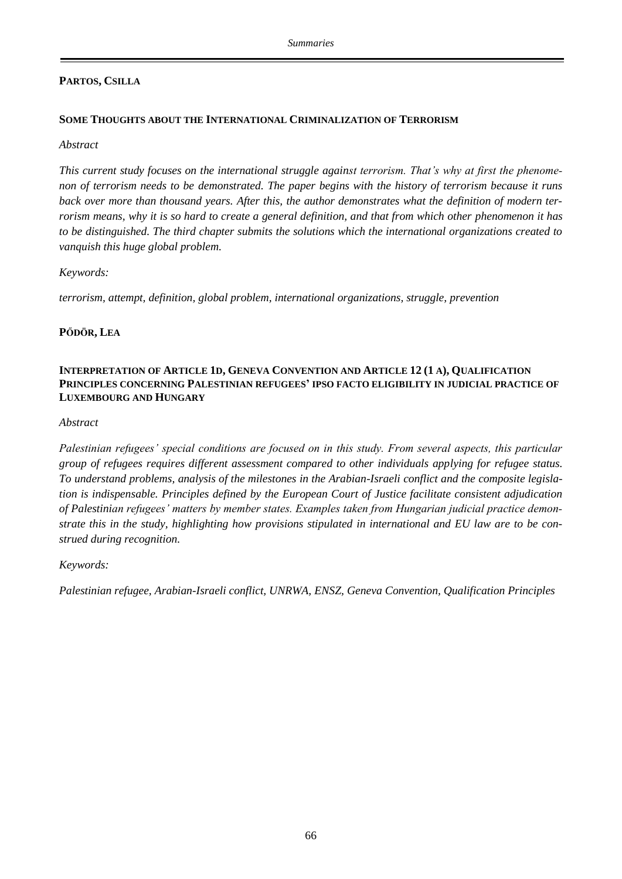**PARTOS, CSILLA**

**SOME THOUGHTS ABOUT THE INTERNATIONAL CRIMINALIZATION OF TERRORISM**

*Abstract*

*This current study focuses on the international struggle against terrorism. That's why at first the phenomenon of terrorism needs to be demonstrated. The paper begins with the history of terrorism because it runs back over more than thousand years. After this, the author demonstrates what the definition of modern terrorism means, why it is so hard to create a general definition, and that from which other phenomenon it has to be distinguished. The third chapter submits the solutions which the international organizations created to vanquish this huge global problem.*

*Keywords:*

*terrorism, attempt, definition, global problem, international organizations, struggle, prevention*

**PŐDÖR, LEA**

**INTERPRETATION OF ARTICLE 1D, GENEVA CONVENTION AND ARTICLE 12 (1 A), QUALIFICATION PRINCIPLES CONCERNING PALESTINIAN REFUGEES' IPSO FACTO ELIGIBILITY IN JUDICIAL PRACTICE OF LUXEMBOURG AND HUNGARY**

*Abstract*

*Palestinian refugees' special conditions are focused on in this study. From several aspects, this particular group of refugees requires different assessment compared to other individuals applying for refugee status. To understand problems, analysis of the milestones in the Arabian-Israeli conflict and the composite legislation is indispensable. Principles defined by the European Court of Justice facilitate consistent adjudication of Palestinian refugees' matters by member states. Examples taken from Hungarian judicial practice demonstrate this in the study, highlighting how provisions stipulated in international and EU law are to be construed during recognition.*

*Keywords:*

*Palestinian refugee, Arabian-Israeli conflict, UNRWA, ENSZ, Geneva Convention, Qualification Principles*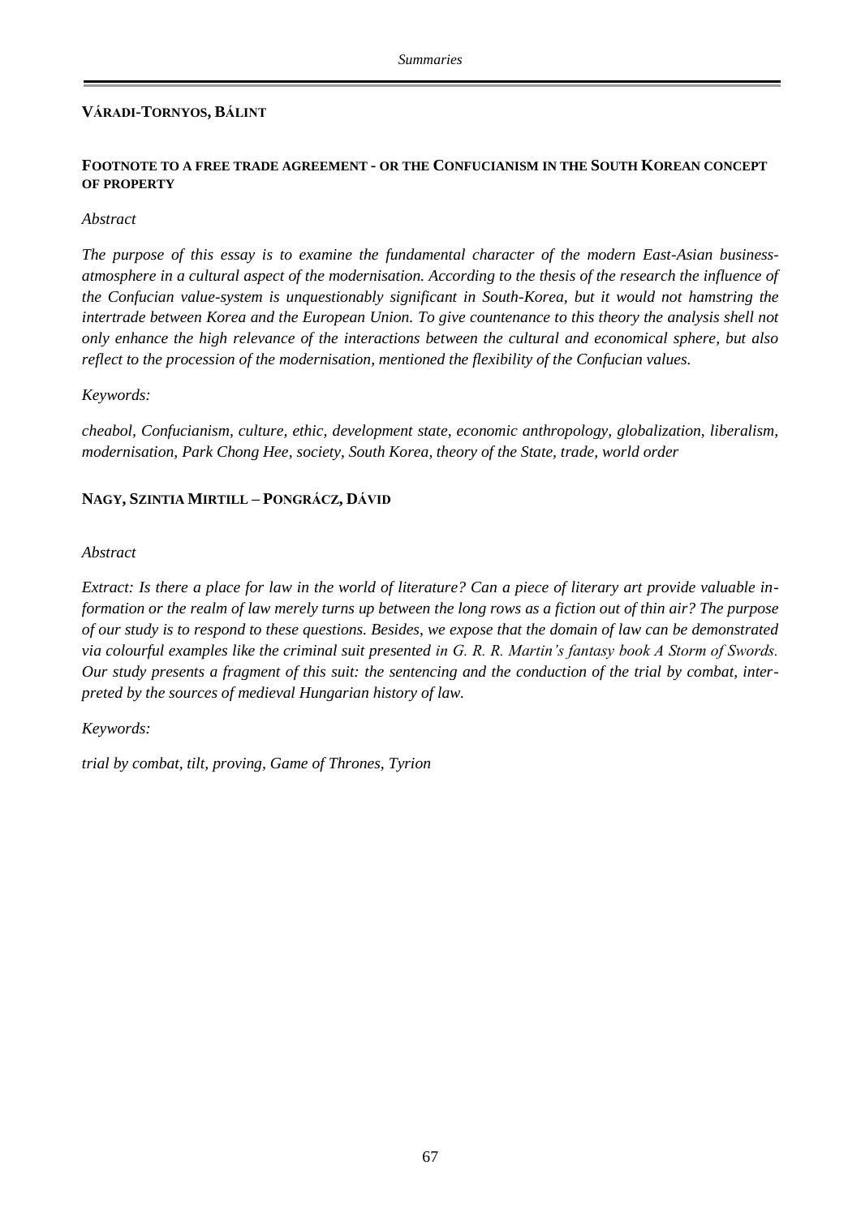## VÁRADI-TORNYOS, BÁLINT

### FOOTNOTE TO A FREE TRADE AGREEMENT - OR THE CONFUCIANISM IN THE SOUTH KOREAN CONCEPT OF PROPERTY

*Abstract*

*The purpose of this essay is to examine the fundamental character of the modern East-Asian business-atmosphere in a cultural aspect of the modernisation. According to the thesis of the research the influence of the Confucian value-system is unquestionably significant in South-Korea, but it would not hamstring the intertrade between Korea and the European Union. To give countenance to this theory the analysis shell not only enhance the high relevance of the interactions between the cultural and economical sphere, but also reflect to the procession of the modernisation, mentioned the flexibility of the Confucian values.*

*Keywords:*

*cheabol, Confucianism, culture, ethic, development state, economic anthropology, globalization, liberalism, modernisation, Park Chong Hee, society, South Korea, theory of the State, trade, world order*

## NAGY, SZINTIA MIRTILL – PONGRÁCZ, DÁVID

*Abstract*

*Extract: Is there a place for law in the world of literature? Can a piece of literary art provide valuable information or the realm of law merely turns up between the long rows as a fiction out of thin air? The purpose of our study is to respond to these questions. Besides, we expose that the domain of law can be demonstrated via colourful examples like the criminal suit presented in G. R. R. Martin's fantasy book A Storm of Swords. Our study presents a fragment of this suit: the sentencing and the conduction of the trial by combat, interpreted by the sources of medieval Hungarian history of law.*

*Keywords:*

*trial by combat, tilt, proving, Game of Thrones, Tyrion*